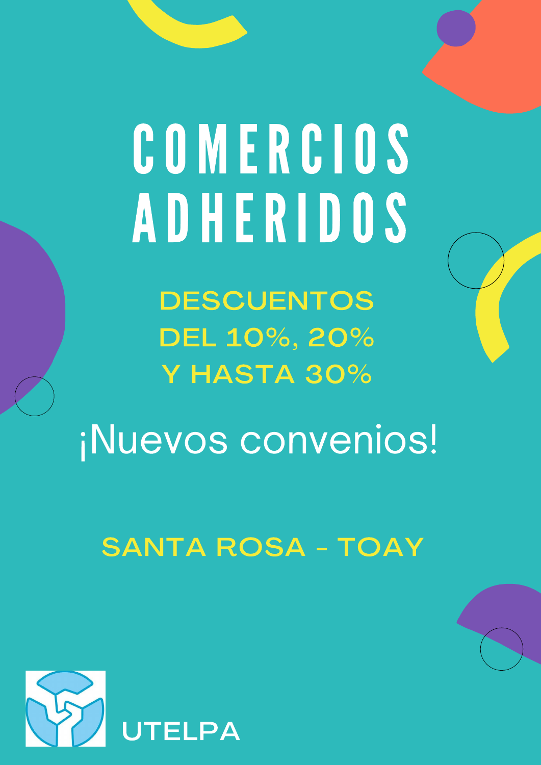# COMERCIOS ADHERIDOS

## DESCUENTOS DEL 10%, 20% Y HASTA 30%

¡Nuevos convenios!

SANTA ROSA - TOAY

UTELPA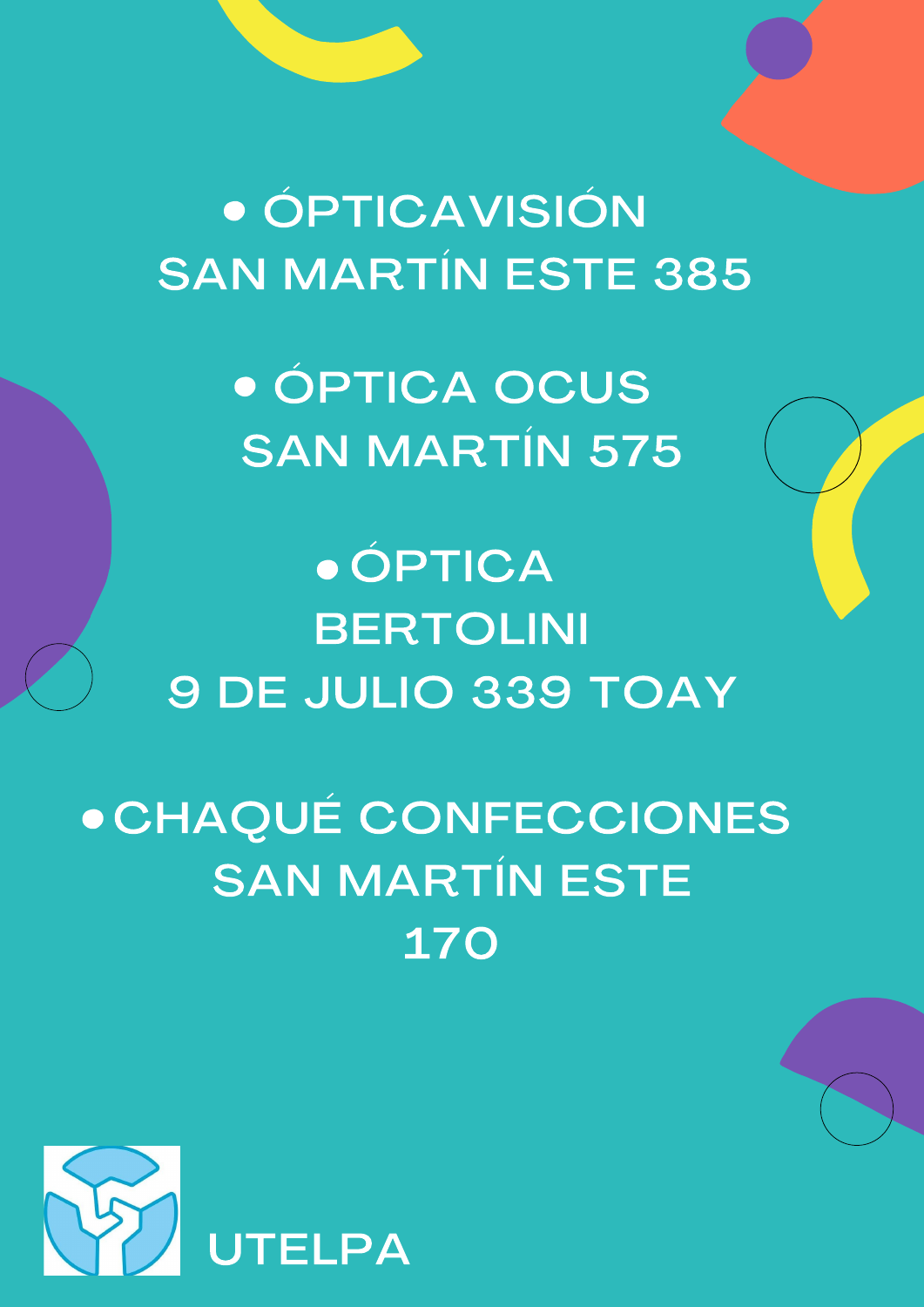- ÓPTICAVISIÓN
  SAN MARTÍN ESTE 385

- ÓPTICA OCUS
  SAN MARTÍN 575

- ÓPTICA BERTOLINI
  9 DE JULIO 339 TOAY

- CHAQUÉ CONFECCIONES
  SAN MARTÍN ESTE 170

UTELPA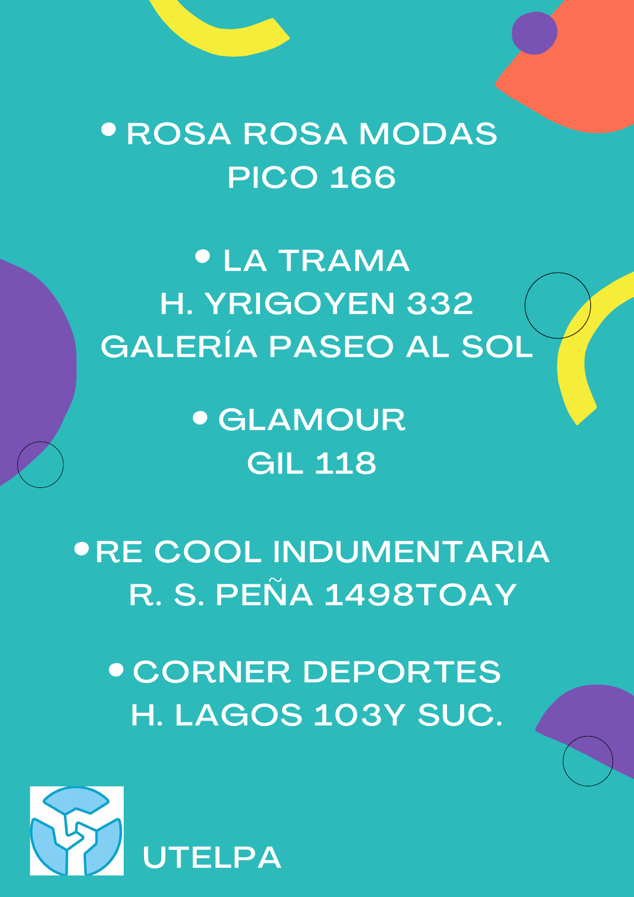- ROSA ROSA MODAS
  PICO 166

- LA TRAMA
  H. YRIGOYEN 332
  GALERÍA PASEO AL SOL

- GLAMOUR
  GIL 118

- RE COOL INDUMENTARIA
  R. S. PEÑA 1498TOAY

- CORNER DEPORTES
  H. LAGOS 103Y SUC.

UTELPA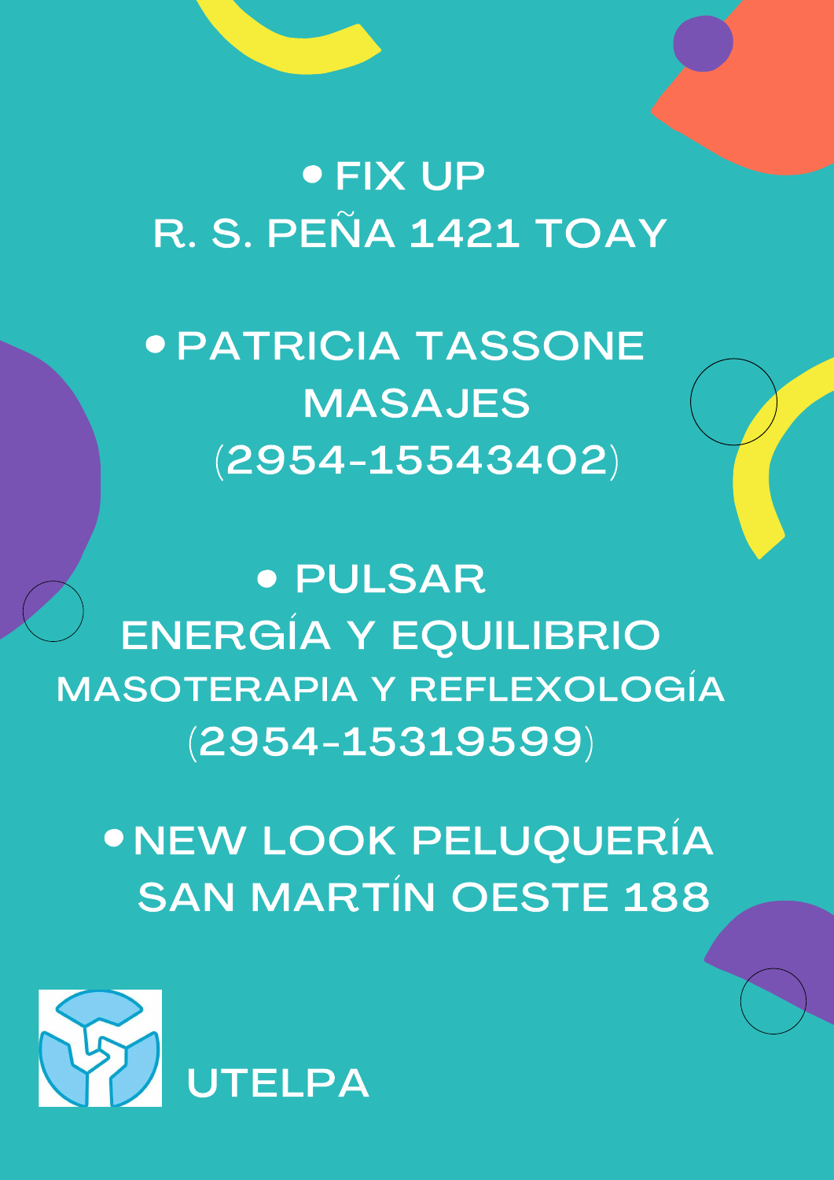- FIX UP
  R. S. PEÑA 1421 TOAY

- PATRICIA TASSONE
  MASAJES
  (2954-15543402)

- PULSAR
  ENERGÍA Y EQUILIBRIO
  MASOTERAPIA Y REFLEXOLOGÍA
  (2954-15319599)

- NEW LOOK PELUQUERÍA
  SAN MARTÍN OESTE 188

UTELPA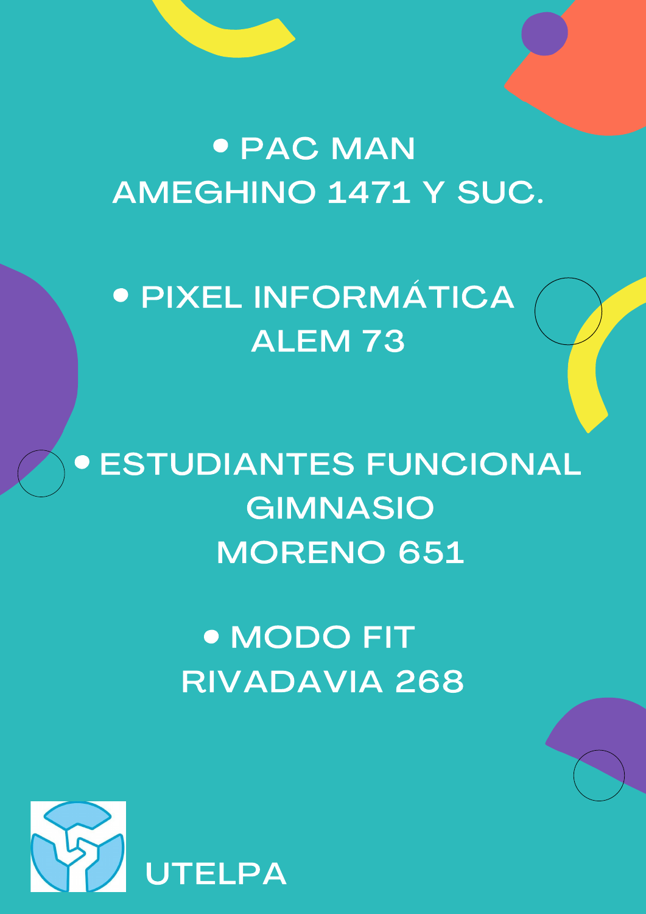- PAC MAN
  AMEGHINO 1471 Y SUC.

- PIXEL INFORMÁTICA
  ALEM 73

- ESTUDIANTES FUNCIONAL
  GIMNASIO
  MORENO 651

- MODO FIT
  RIVADAVIA 268

UTELPA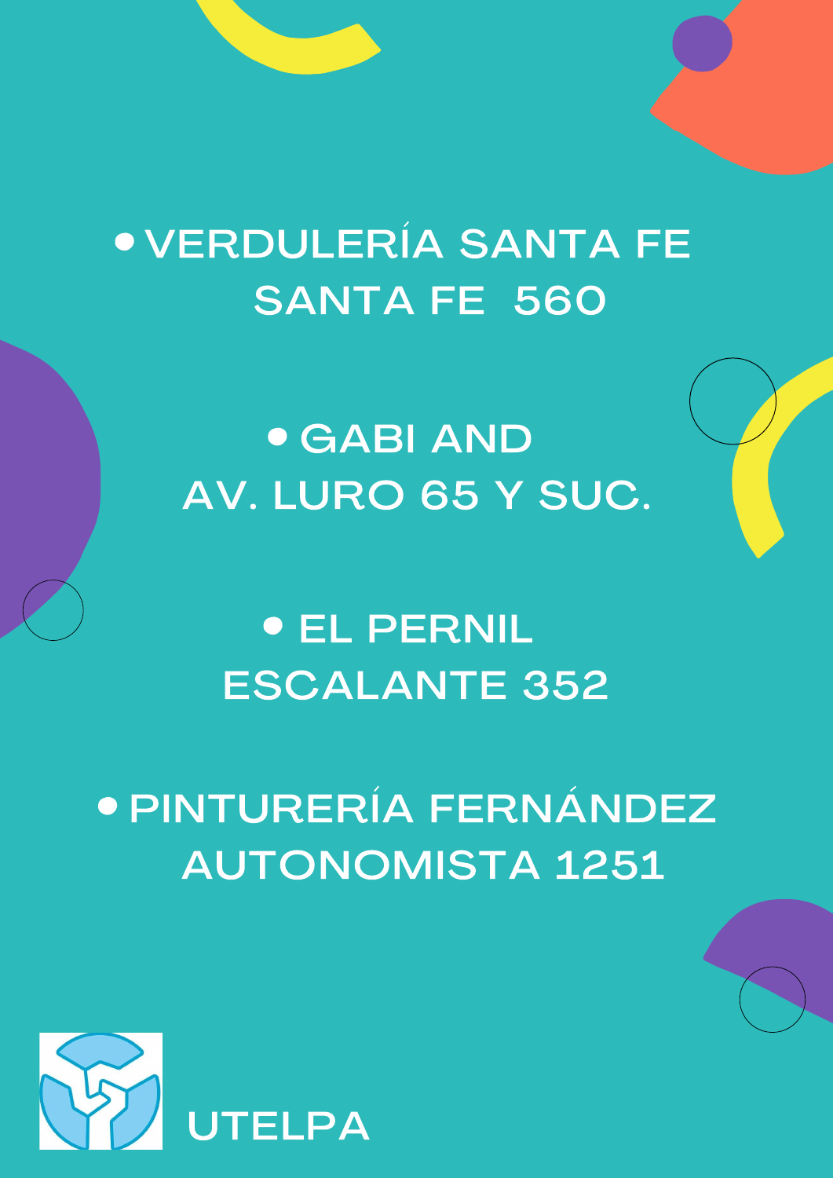- VERDULERÍA SANTA FE
  SANTA FE 560

- GABI AND
  AV. LURO 65 Y SUC.

- EL PERNIL
  ESCALANTE 352

- PINTURERÍA FERNÁNDEZ
  AUTONOMISTA 1251

UTELPA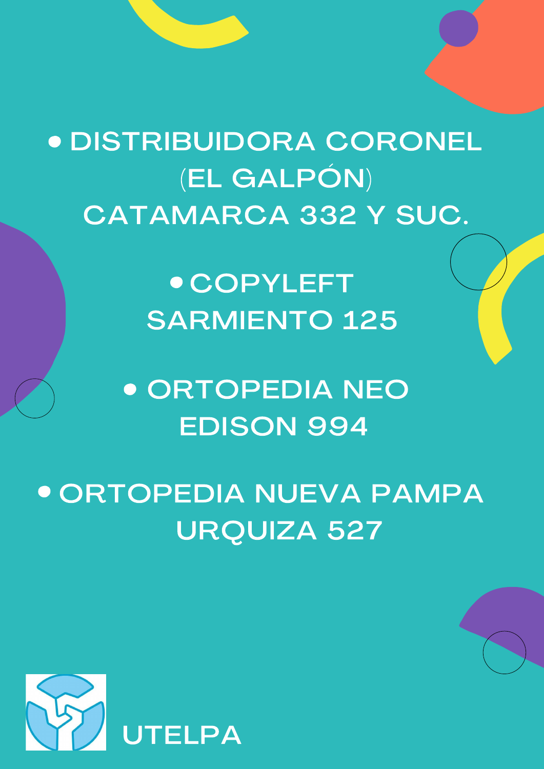- DISTRIBUIDORA CORONEL (EL GALPÓN) CATAMARCA 332 Y SUC.
- COPYLEFT SARMIENTO 125
- ORTOPEDIA NEO EDISON 994
- ORTOPEDIA NUEVA PAMPA URQUIZA 527

UTELPA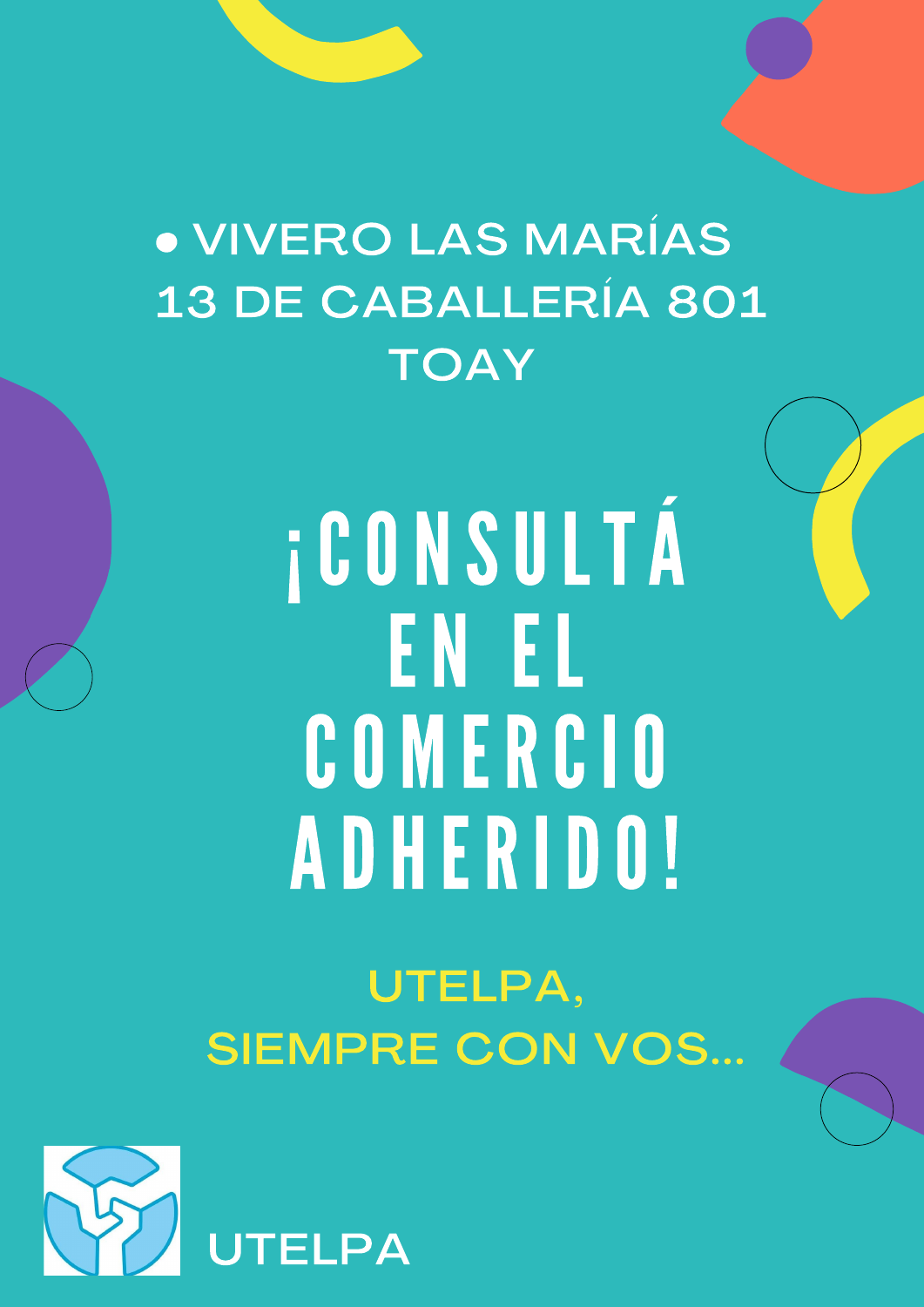- VIVERO LAS MARÍAS
13 DE CABALLERÍA 801
TOAY

# ¡CONSULTÁ EN EL COMERCIO ADHERIDO!

UTELPA,
SIEMPRE CON VOS...

UTELPA